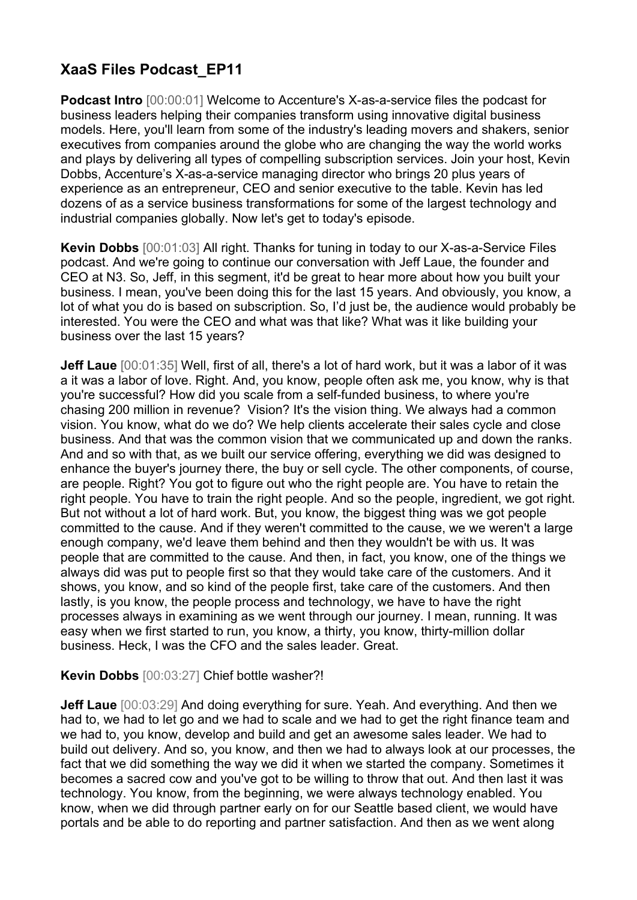## XaaS Files Podcast_EP11

**Podcast Intro** [00:00:01] Welcome to Accenture's X-as-a-service files the podcast for business leaders helping their companies transform using innovative digital business models. Here, you'll learn from some of the industry's leading movers and shakers, senior executives from companies around the globe who are changing the way the world works and plays by delivering all types of compelling subscription services. Join your host, Kevin Dobbs, Accenture's X-as-a-service managing director who brings 20 plus years of experience as an entrepreneur, CEO and senior executive to the table. Kevin has led dozens of as a service business transformations for some of the largest technology and industrial companies globally. Now let's get to today's episode.

**Kevin Dobbs** [00:01:03] All right. Thanks for tuning in today to our X-as-a-Service Files podcast. And we're going to continue our conversation with Jeff Laue, the founder and CEO at N3. So, Jeff, in this segment, it'd be great to hear more about how you built your business. I mean, you've been doing this for the last 15 years. And obviously, you know, a lot of what you do is based on subscription. So, I'd just be, the audience would probably be interested. You were the CEO and what was that like? What was it like building your business over the last 15 years?

**Jeff Laue** [00:01:35] Well, first of all, there's a lot of hard work, but it was a labor of it was a it was a labor of love. Right. And, you know, people often ask me, you know, why is that you're successful? How did you scale from a self-funded business, to where you're chasing 200 million in revenue? Vision? It's the vision thing. We always had a common vision. You know, what do we do? We help clients accelerate their sales cycle and close business. And that was the common vision that we communicated up and down the ranks. And and so with that, as we built our service offering, everything we did was designed to enhance the buyer's journey there, the buy or sell cycle. The other components, of course, are people. Right? You got to figure out who the right people are. You have to retain the right people. You have to train the right people. And so the people, ingredient, we got right. But not without a lot of hard work. But, you know, the biggest thing was we got people committed to the cause. And if they weren't committed to the cause, we we weren't a large enough company, we'd leave them behind and then they wouldn't be with us. It was people that are committed to the cause. And then, in fact, you know, one of the things we always did was put to people first so that they would take care of the customers. And it shows, you know, and so kind of the people first, take care of the customers. And then lastly, is you know, the people process and technology, we have to have the right processes always in examining as we went through our journey. I mean, running. It was easy when we first started to run, you know, a thirty, you know, thirty-million dollar business. Heck, I was the CFO and the sales leader. Great.

**Kevin Dobbs** [00:03:27] Chief bottle washer?!

**Jeff Laue** [00:03:29] And doing everything for sure. Yeah. And everything. And then we had to, we had to let go and we had to scale and we had to get the right finance team and we had to, you know, develop and build and get an awesome sales leader. We had to build out delivery. And so, you know, and then we had to always look at our processes, the fact that we did something the way we did it when we started the company. Sometimes it becomes a sacred cow and you've got to be willing to throw that out. And then last it was technology. You know, from the beginning, we were always technology enabled. You know, when we did through partner early on for our Seattle based client, we would have portals and be able to do reporting and partner satisfaction. And then as we went along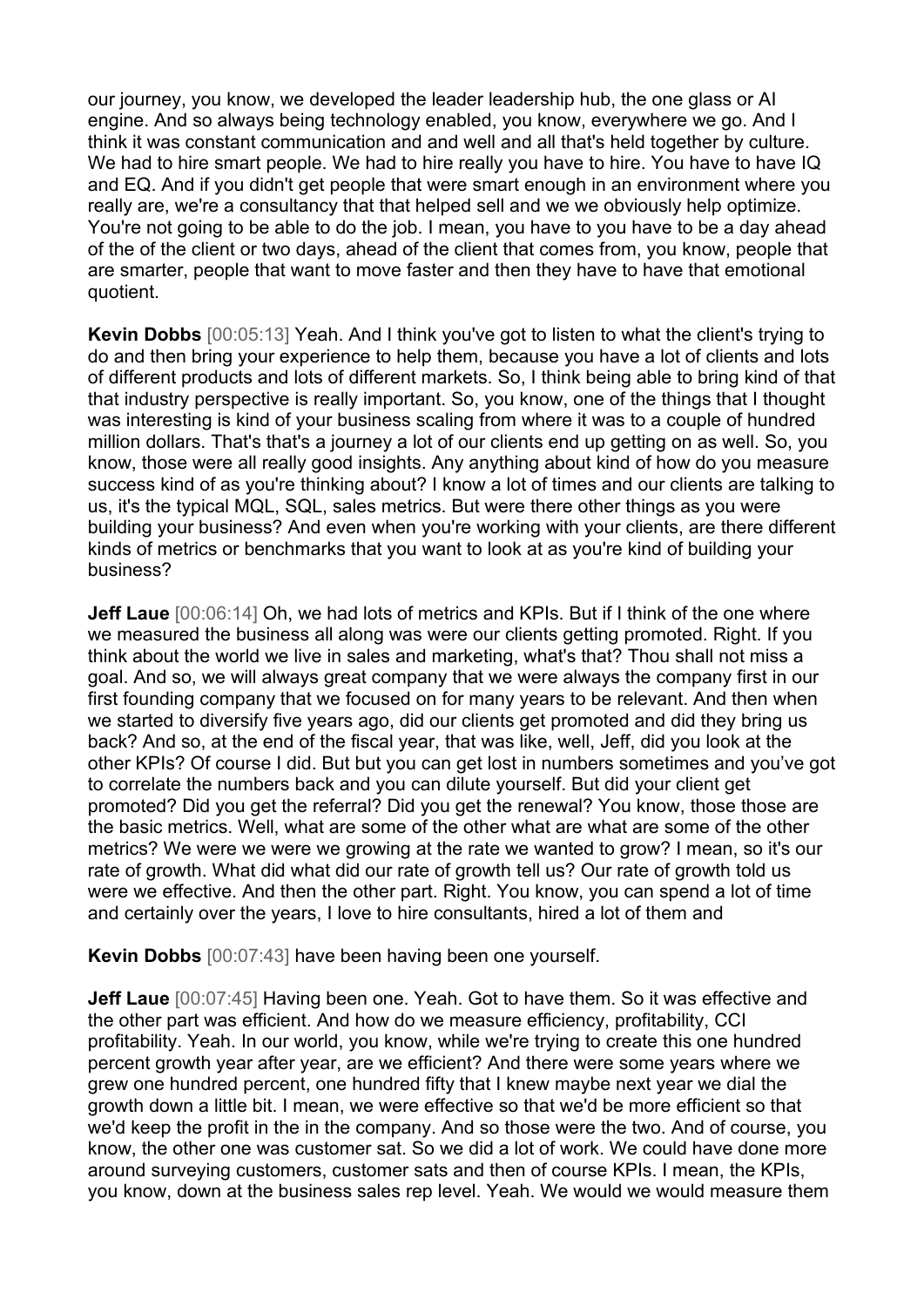our journey, you know, we developed the leader leadership hub, the one glass or AI engine. And so always being technology enabled, you know, everywhere we go. And I think it was constant communication and and well and all that's held together by culture. We had to hire smart people. We had to hire really you have to hire. You have to have IQ and EQ. And if you didn't get people that were smart enough in an environment where you really are, we're a consultancy that that helped sell and we we obviously help optimize. You're not going to be able to do the job. I mean, you have to you have to be a day ahead of the of the client or two days, ahead of the client that comes from, you know, people that are smarter, people that want to move faster and then they have to have that emotional quotient.

**Kevin Dobbs** [00:05:13] Yeah. And I think you've got to listen to what the client's trying to do and then bring your experience to help them, because you have a lot of clients and lots of different products and lots of different markets. So, I think being able to bring kind of that that industry perspective is really important. So, you know, one of the things that I thought was interesting is kind of your business scaling from where it was to a couple of hundred million dollars. That's that's a journey a lot of our clients end up getting on as well. So, you know, those were all really good insights. Any anything about kind of how do you measure success kind of as you're thinking about? I know a lot of times and our clients are talking to us, it's the typical MQL, SQL, sales metrics. But were there other things as you were building your business? And even when you're working with your clients, are there different kinds of metrics or benchmarks that you want to look at as you're kind of building your business?

**Jeff Laue** [00:06:14] Oh, we had lots of metrics and KPIs. But if I think of the one where we measured the business all along was were our clients getting promoted. Right. If you think about the world we live in sales and marketing, what's that? Thou shall not miss a goal. And so, we will always great company that we were always the company first in our first founding company that we focused on for many years to be relevant. And then when we started to diversify five years ago, did our clients get promoted and did they bring us back? And so, at the end of the fiscal year, that was like, well, Jeff, did you look at the other KPIs? Of course I did. But but you can get lost in numbers sometimes and you've got to correlate the numbers back and you can dilute yourself. But did your client get promoted? Did you get the referral? Did you get the renewal? You know, those those are the basic metrics. Well, what are some of the other what are what are some of the other metrics? We were we were we growing at the rate we wanted to grow? I mean, so it's our rate of growth. What did what did our rate of growth tell us? Our rate of growth told us were we effective. And then the other part. Right. You know, you can spend a lot of time and certainly over the years, I love to hire consultants, hired a lot of them and

**Kevin Dobbs** [00:07:43] have been having been one yourself.

**Jeff Laue** [00:07:45] Having been one. Yeah. Got to have them. So it was effective and the other part was efficient. And how do we measure efficiency, profitability, CCI profitability. Yeah. In our world, you know, while we're trying to create this one hundred percent growth year after year, are we efficient? And there were some years where we grew one hundred percent, one hundred fifty that I knew maybe next year we dial the growth down a little bit. I mean, we were effective so that we'd be more efficient so that we'd keep the profit in the in the company. And so those were the two. And of course, you know, the other one was customer sat. So we did a lot of work. We could have done more around surveying customers, customer sats and then of course KPIs. I mean, the KPIs, you know, down at the business sales rep level. Yeah. We would we would measure them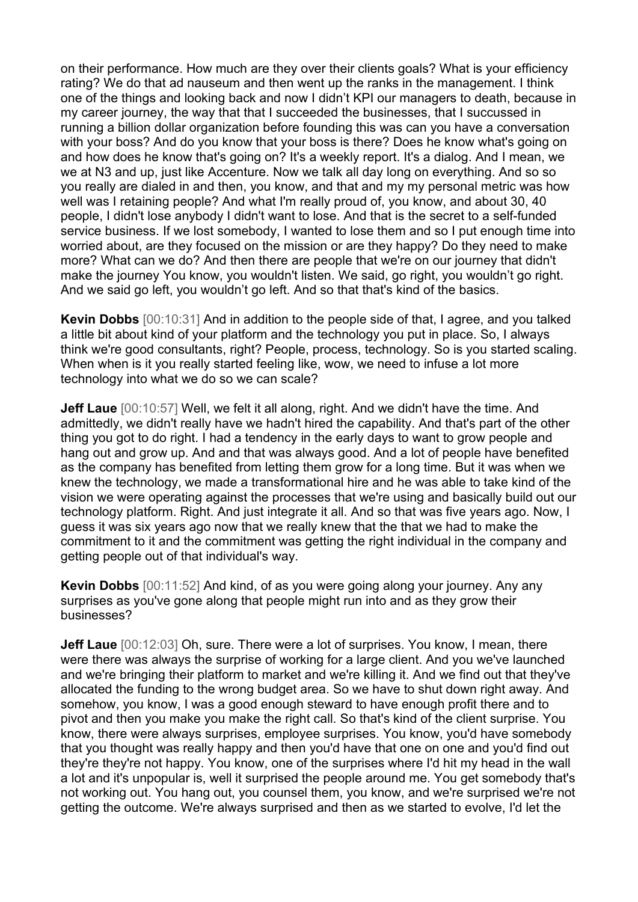on their performance. How much are they over their clients goals? What is your efficiency rating? We do that ad nauseum and then went up the ranks in the management. I think one of the things and looking back and now I didn't KPI our managers to death, because in my career journey, the way that that I succeeded the businesses, that I succussed in running a billion dollar organization before founding this was can you have a conversation with your boss? And do you know that your boss is there? Does he know what's going on and how does he know that's going on? It's a weekly report. It's a dialog. And I mean, we we at N3 and up, just like Accenture. Now we talk all day long on everything. And so so you really are dialed in and then, you know, and that and my my personal metric was how well was I retaining people? And what I'm really proud of, you know, and about 30, 40 people, I didn't lose anybody I didn't want to lose. And that is the secret to a self-funded service business. If we lost somebody, I wanted to lose them and so I put enough time into worried about, are they focused on the mission or are they happy? Do they need to make more? What can we do? And then there are people that we're on our journey that didn't make the journey You know, you wouldn't listen. We said, go right, you wouldn't go right. And we said go left, you wouldn't go left. And so that that's kind of the basics.

**Kevin Dobbs** [00:10:31] And in addition to the people side of that, I agree, and you talked a little bit about kind of your platform and the technology you put in place. So, I always think we're good consultants, right? People, process, technology. So is you started scaling. When when is it you really started feeling like, wow, we need to infuse a lot more technology into what we do so we can scale?

**Jeff Laue** [00:10:57] Well, we felt it all along, right. And we didn't have the time. And admittedly, we didn't really have we hadn't hired the capability. And that's part of the other thing you got to do right. I had a tendency in the early days to want to grow people and hang out and grow up. And and that was always good. And a lot of people have benefited as the company has benefited from letting them grow for a long time. But it was when we knew the technology, we made a transformational hire and he was able to take kind of the vision we were operating against the processes that we're using and basically build out our technology platform. Right. And just integrate it all. And so that was five years ago. Now, I guess it was six years ago now that we really knew that the that we had to make the commitment to it and the commitment was getting the right individual in the company and getting people out of that individual's way.

**Kevin Dobbs** [00:11:52] And kind, of as you were going along your journey. Any any surprises as you've gone along that people might run into and as they grow their businesses?

**Jeff Laue** [00:12:03] Oh, sure. There were a lot of surprises. You know, I mean, there were there was always the surprise of working for a large client. And you we've launched and we're bringing their platform to market and we're killing it. And we find out that they've allocated the funding to the wrong budget area. So we have to shut down right away. And somehow, you know, I was a good enough steward to have enough profit there and to pivot and then you make you make the right call. So that's kind of the client surprise. You know, there were always surprises, employee surprises. You know, you'd have somebody that you thought was really happy and then you'd have that one on one and you'd find out they're they're not happy. You know, one of the surprises where I'd hit my head in the wall a lot and it's unpopular is, well it surprised the people around me. You get somebody that's not working out. You hang out, you counsel them, you know, and we're surprised we're not getting the outcome. We're always surprised and then as we started to evolve, I'd let the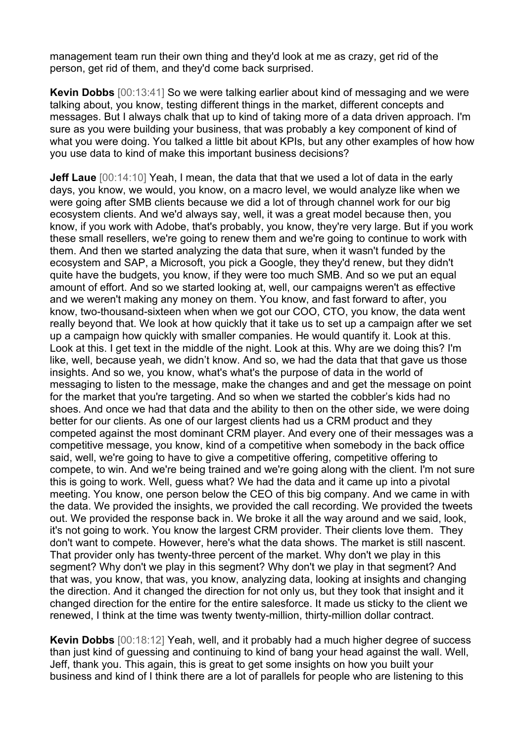management team run their own thing and they'd look at me as crazy, get rid of the person, get rid of them, and they'd come back surprised.

**Kevin Dobbs** [00:13:41] So we were talking earlier about kind of messaging and we were talking about, you know, testing different things in the market, different concepts and messages. But I always chalk that up to kind of taking more of a data driven approach. I'm sure as you were building your business, that was probably a key component of kind of what you were doing. You talked a little bit about KPIs, but any other examples of how how you use data to kind of make this important business decisions?

**Jeff Laue** [00:14:10] Yeah, I mean, the data that that we used a lot of data in the early days, you know, we would, you know, on a macro level, we would analyze like when we were going after SMB clients because we did a lot of through channel work for our big ecosystem clients. And we'd always say, well, it was a great model because then, you know, if you work with Adobe, that's probably, you know, they're very large. But if you work these small resellers, we're going to renew them and we're going to continue to work with them. And then we started analyzing the data that sure, when it wasn't funded by the ecosystem and SAP, a Microsoft, you pick a Google, they they'd renew, but they didn't quite have the budgets, you know, if they were too much SMB. And so we put an equal amount of effort. And so we started looking at, well, our campaigns weren't as effective and we weren't making any money on them. You know, and fast forward to after, you know, two-thousand-sixteen when when we got our COO, CTO, you know, the data went really beyond that. We look at how quickly that it take us to set up a campaign after we set up a campaign how quickly with smaller companies. He would quantify it. Look at this. Look at this. I get text in the middle of the night. Look at this. Why are we doing this? I'm like, well, because yeah, we didn't know. And so, we had the data that that gave us those insights. And so we, you know, what's what's the purpose of data in the world of messaging to listen to the message, make the changes and and get the message on point for the market that you're targeting. And so when we started the cobbler's kids had no shoes. And once we had that data and the ability to then on the other side, we were doing better for our clients. As one of our largest clients had us a CRM product and they competed against the most dominant CRM player. And every one of their messages was a competitive message, you know, kind of a competitive when somebody in the back office said, well, we're going to have to give a competitive offering, competitive offering to compete, to win. And we're being trained and we're going along with the client. I'm not sure this is going to work. Well, guess what? We had the data and it came up into a pivotal meeting. You know, one person below the CEO of this big company. And we came in with the data. We provided the insights, we provided the call recording. We provided the tweets out. We provided the response back in. We broke it all the way around and we said, look, it's not going to work. You know the largest CRM provider. Their clients love them. They don't want to compete. However, here's what the data shows. The market is still nascent. That provider only has twenty-three percent of the market. Why don't we play in this segment? Why don't we play in this segment? Why don't we play in that segment? And that was, you know, that was, you know, analyzing data, looking at insights and changing the direction. And it changed the direction for not only us, but they took that insight and it changed direction for the entire for the entire salesforce. It made us sticky to the client we renewed, I think at the time was twenty twenty-million, thirty-million dollar contract.

**Kevin Dobbs** [00:18:12] Yeah, well, and it probably had a much higher degree of success than just kind of guessing and continuing to kind of bang your head against the wall. Well, Jeff, thank you. This again, this is great to get some insights on how you built your business and kind of I think there are a lot of parallels for people who are listening to this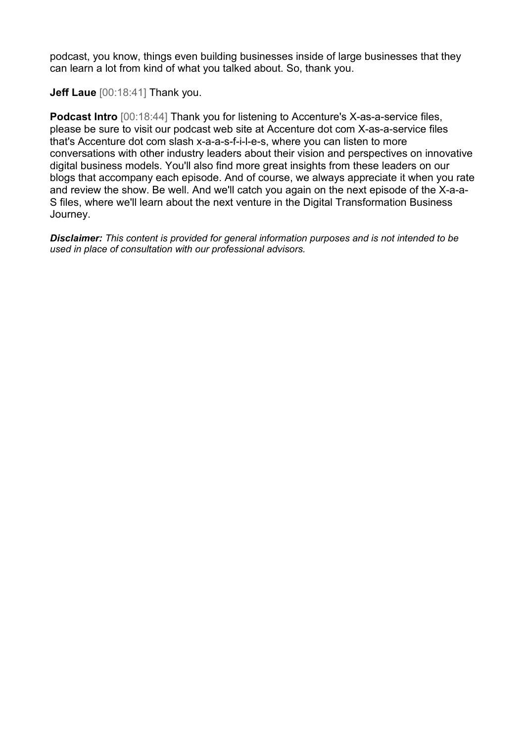podcast, you know, things even building businesses inside of large businesses that they can learn a lot from kind of what you talked about. So, thank you.

**Jeff Laue** [00:18:41] Thank you.

**Podcast Intro** [00:18:44] Thank you for listening to Accenture's X-as-a-service files, please be sure to visit our podcast web site at Accenture dot com X-as-a-service files that's Accenture dot com slash x-a-a-s-f-i-l-e-s, where you can listen to more conversations with other industry leaders about their vision and perspectives on innovative digital business models. You'll also find more great insights from these leaders on our blogs that accompany each episode. And of course, we always appreciate it when you rate and review the show. Be well. And we'll catch you again on the next episode of the X-a-a-S files, where we'll learn about the next venture in the Digital Transformation Business Journey.

***Disclaimer:*** *This content is provided for general information purposes and is not intended to be used in place of consultation with our professional advisors.*